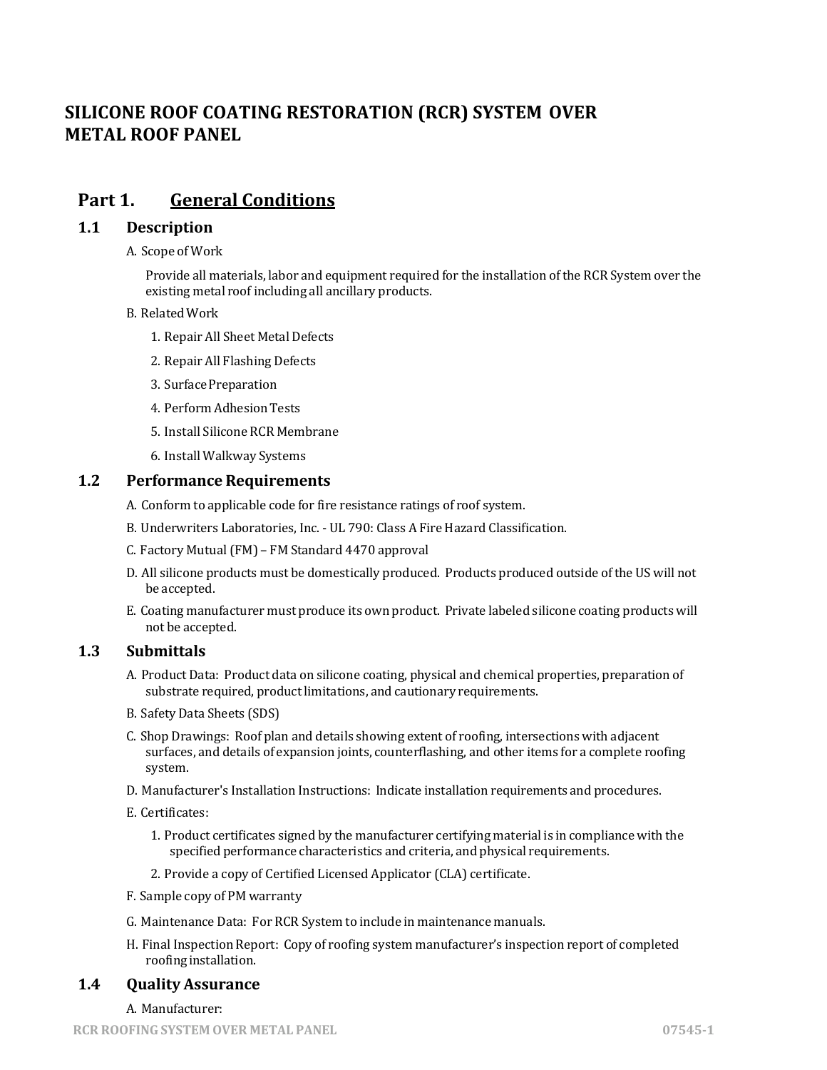# SILICONE ROOF COATING RESTORATION (RCR) SYSTEM OVER METAL ROOF PANEL

## Part 1. General Conditions

### 1.1 Description

A. Scope of Work

Provide all materials, labor and equipment required for the installation of the RCR System over the existing metal roof including all ancillary products.

B. Related Work

1. Repair All Sheet Metal Defects
2. Repair All Flashing Defects
3. Surface Preparation
4. Perform Adhesion Tests
5. Install Silicone RCR Membrane
6. Install Walkway Systems

### 1.2 Performance Requirements

A. Conform to applicable code for fire resistance ratings of roof system.

B. Underwriters Laboratories, Inc. - UL 790: Class A Fire Hazard Classification.

C. Factory Mutual (FM) – FM Standard 4470 approval

D. All silicone products must be domestically produced. Products produced outside of the US will not be accepted.

E. Coating manufacturer must produce its own product. Private labeled silicone coating products will not be accepted.

### 1.3 Submittals

A. Product Data: Product data on silicone coating, physical and chemical properties, preparation of substrate required, product limitations, and cautionary requirements.

B. Safety Data Sheets (SDS)

C. Shop Drawings: Roof plan and details showing extent of roofing, intersections with adjacent surfaces, and details of expansion joints, counterflashing, and other items for a complete roofing system.

D. Manufacturer's Installation Instructions: Indicate installation requirements and procedures.

E. Certificates:

1. Product certificates signed by the manufacturer certifying material is in compliance with the specified performance characteristics and criteria, and physical requirements.
2. Provide a copy of Certified Licensed Applicator (CLA) certificate.

F. Sample copy of PM warranty

G. Maintenance Data: For RCR System to include in maintenance manuals.

H. Final Inspection Report: Copy of roofing system manufacturer's inspection report of completed roofing installation.

### 1.4 Quality Assurance

A. Manufacturer: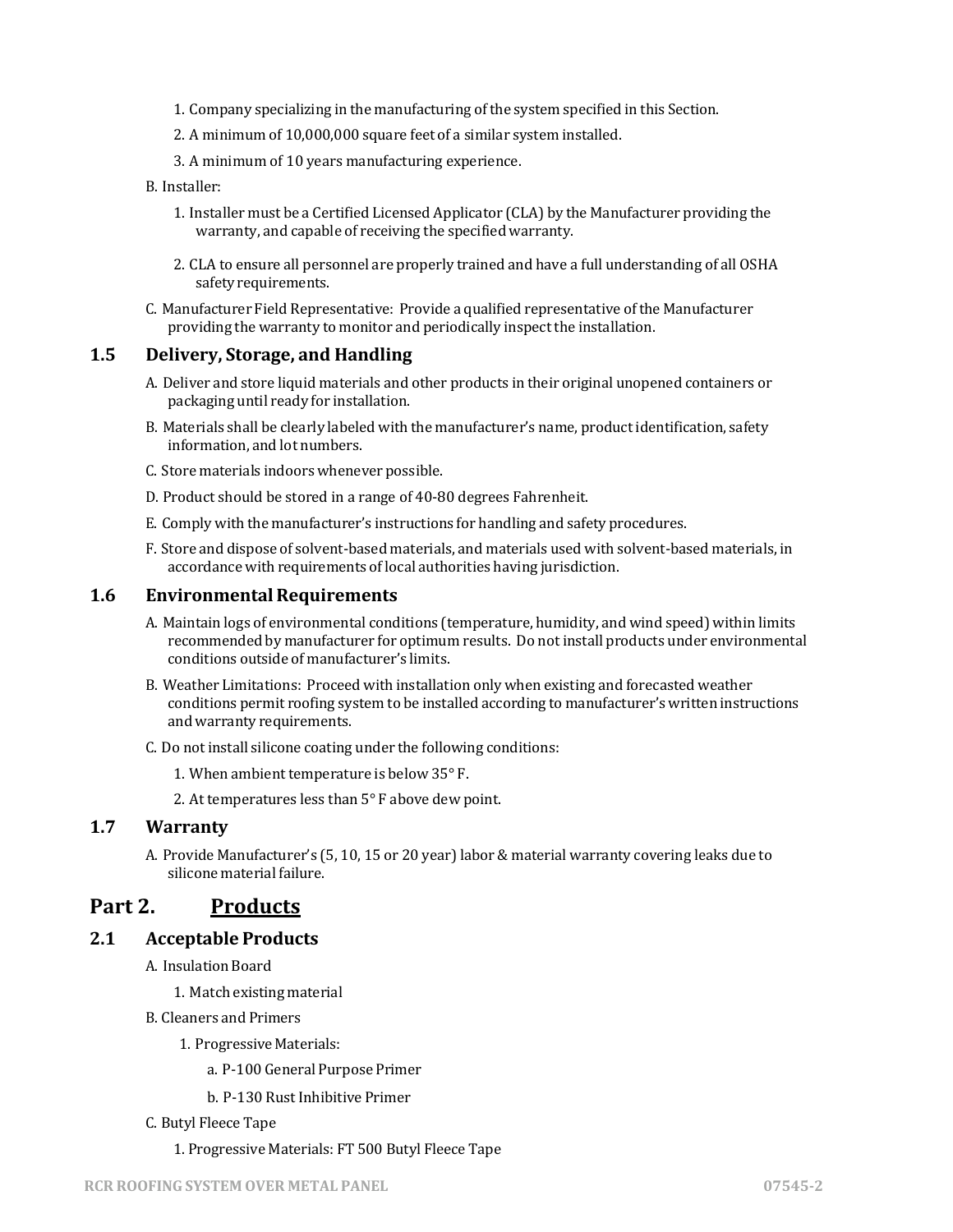1. Company specializing in the manufacturing of the system specified in this Section.
2. A minimum of 10,000,000 square feet of a similar system installed.
3. A minimum of 10 years manufacturing experience.

B. Installer:

1. Installer must be a Certified Licensed Applicator (CLA) by the Manufacturer providing the warranty, and capable of receiving the specified warranty.
2. CLA to ensure all personnel are properly trained and have a full understanding of all OSHA safety requirements.

C. Manufacturer Field Representative: Provide a qualified representative of the Manufacturer providing the warranty to monitor and periodically inspect the installation.

### 1.5 Delivery, Storage, and Handling

A. Deliver and store liquid materials and other products in their original unopened containers or packaging until ready for installation.

B. Materials shall be clearly labeled with the manufacturer's name, product identification, safety information, and lot numbers.

C. Store materials indoors whenever possible.

D. Product should be stored in a range of 40-80 degrees Fahrenheit.

E. Comply with the manufacturer's instructions for handling and safety procedures.

F. Store and dispose of solvent-based materials, and materials used with solvent-based materials, in accordance with requirements of local authorities having jurisdiction.

### 1.6 Environmental Requirements

A. Maintain logs of environmental conditions (temperature, humidity, and wind speed) within limits recommended by manufacturer for optimum results. Do not install products under environmental conditions outside of manufacturer's limits.

B. Weather Limitations: Proceed with installation only when existing and forecasted weather conditions permit roofing system to be installed according to manufacturer's written instructions and warranty requirements.

C. Do not install silicone coating under the following conditions:

1. When ambient temperature is below 35° F.
2. At temperatures less than 5° F above dew point.

### 1.7 Warranty

A. Provide Manufacturer's (5, 10, 15 or 20 year) labor & material warranty covering leaks due to silicone material failure.

## Part 2. Products

### 2.1 Acceptable Products

A. Insulation Board

1. Match existing material

B. Cleaners and Primers

1. Progressive Materials:
   a. P-100 General Purpose Primer
   b. P-130 Rust Inhibitive Primer

C. Butyl Fleece Tape

1. Progressive Materials: FT 500 Butyl Fleece Tape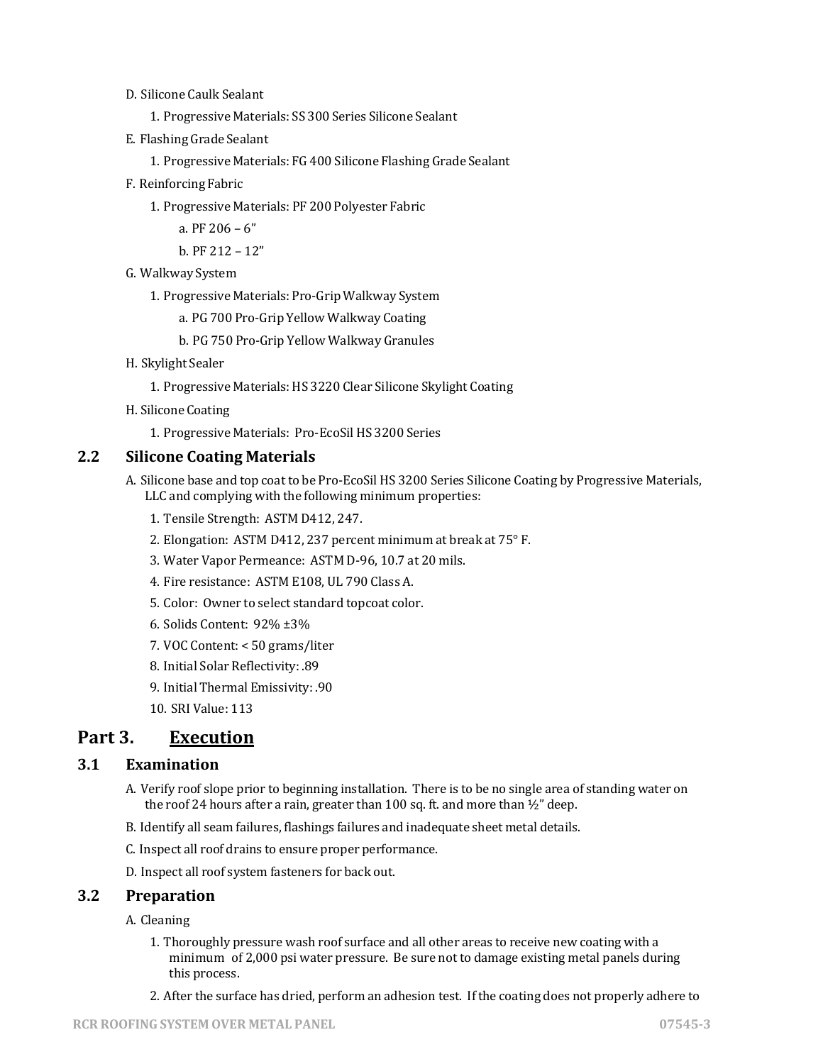D. Silicone Caulk Sealant

1. Progressive Materials: SS 300 Series Silicone Sealant

E. Flashing Grade Sealant

1. Progressive Materials: FG 400 Silicone Flashing Grade Sealant

F. Reinforcing Fabric

1. Progressive Materials: PF 200 Polyester Fabric

a. PF 206 – 6”

b. PF 212 – 12”

G. Walkway System

1. Progressive Materials: Pro-Grip Walkway System

a. PG 700 Pro-Grip Yellow Walkway Coating

b. PG 750 Pro-Grip Yellow Walkway Granules

H. Skylight Sealer

1. Progressive Materials: HS 3220 Clear Silicone Skylight Coating

H. Silicone Coating

1. Progressive Materials: Pro-EcoSil HS 3200 Series

### 2.2 Silicone Coating Materials

A. Silicone base and top coat to be Pro-EcoSil HS 3200 Series Silicone Coating by Progressive Materials, LLC and complying with the following minimum properties:

1. Tensile Strength: ASTM D412, 247.
2. Elongation: ASTM D412, 237 percent minimum at break at 75° F.
3. Water Vapor Permeance: ASTM D-96, 10.7 at 20 mils.
4. Fire resistance: ASTM E108, UL 790 Class A.
5. Color: Owner to select standard topcoat color.
6. Solids Content: 92% ±3%
7. VOC Content: < 50 grams/liter
8. Initial Solar Reflectivity: .89
9. Initial Thermal Emissivity: .90
10. SRI Value: 113

## Part 3. <u>Execution</u>

### 3.1 Examination

A. Verify roof slope prior to beginning installation. There is to be no single area of standing water on the roof 24 hours after a rain, greater than 100 sq. ft. and more than ½” deep.

B. Identify all seam failures, flashings failures and inadequate sheet metal details.

C. Inspect all roof drains to ensure proper performance.

D. Inspect all roof system fasteners for back out.

### 3.2 Preparation

A. Cleaning

1. Thoroughly pressure wash roof surface and all other areas to receive new coating with a minimum of 2,000 psi water pressure. Be sure not to damage existing metal panels during this process.
2. After the surface has dried, perform an adhesion test. If the coating does not properly adhere to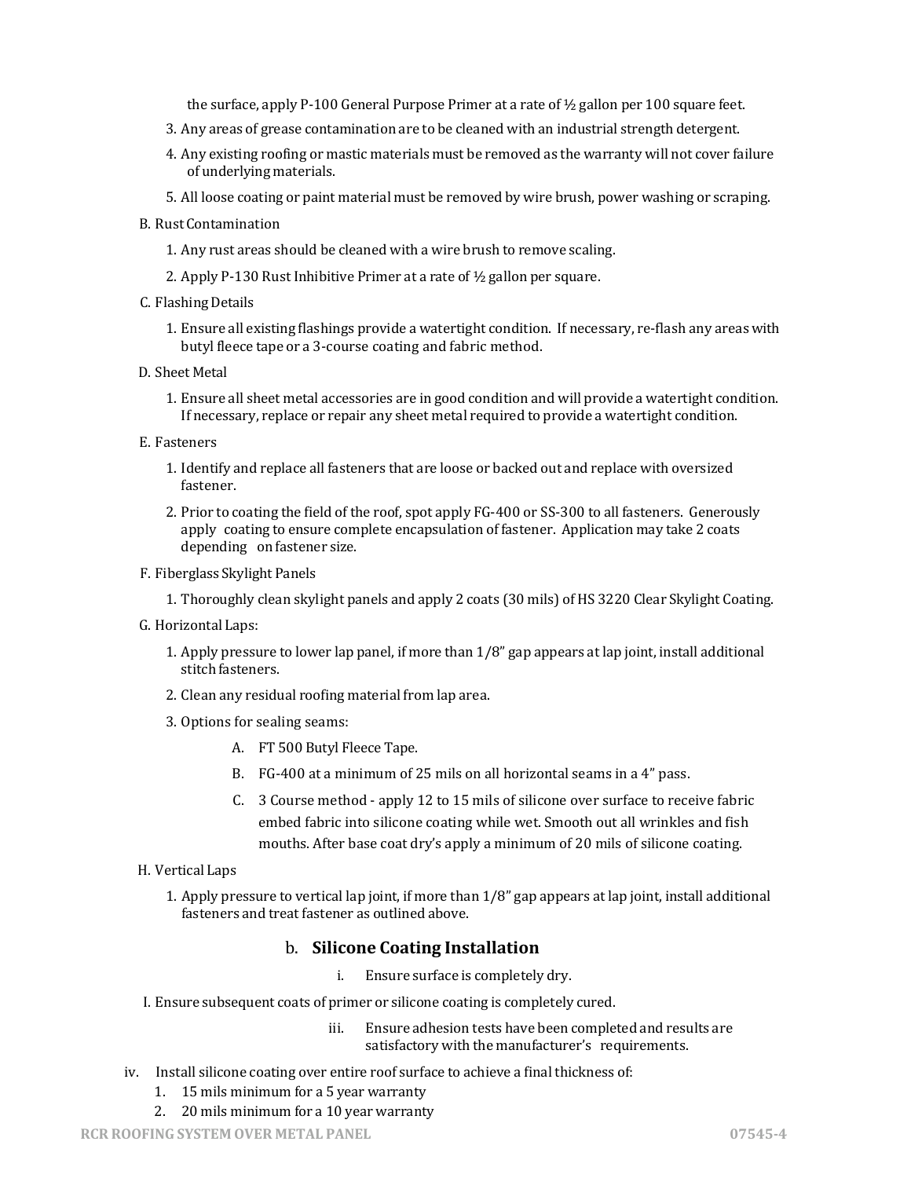the surface, apply P-100 General Purpose Primer at a rate of ½ gallon per 100 square feet.

3. Any areas of grease contamination are to be cleaned with an industrial strength detergent.
4. Any existing roofing or mastic materials must be removed as the warranty will not cover failure of underlying materials.
5. All loose coating or paint material must be removed by wire brush, power washing or scraping.

B. Rust Contamination

1. Any rust areas should be cleaned with a wire brush to remove scaling.
2. Apply P-130 Rust Inhibitive Primer at a rate of ½ gallon per square.

C. Flashing Details

1. Ensure all existing flashings provide a watertight condition. If necessary, re-flash any areas with butyl fleece tape or a 3-course coating and fabric method.

D. Sheet Metal

1. Ensure all sheet metal accessories are in good condition and will provide a watertight condition. If necessary, replace or repair any sheet metal required to provide a watertight condition.

E. Fasteners

1. Identify and replace all fasteners that are loose or backed out and replace with oversized fastener.
2. Prior to coating the field of the roof, spot apply FG-400 or SS-300 to all fasteners. Generously apply coating to ensure complete encapsulation of fastener. Application may take 2 coats depending on fastener size.

F. Fiberglass Skylight Panels

1. Thoroughly clean skylight panels and apply 2 coats (30 mils) of HS 3220 Clear Skylight Coating.

G. Horizontal Laps:

1. Apply pressure to lower lap panel, if more than 1/8" gap appears at lap joint, install additional stitch fasteners.
2. Clean any residual roofing material from lap area.
3. Options for sealing seams:
   A. FT 500 Butyl Fleece Tape.
   B. FG-400 at a minimum of 25 mils on all horizontal seams in a 4" pass.
   C. 3 Course method - apply 12 to 15 mils of silicone over surface to receive fabric embed fabric into silicone coating while wet. Smooth out all wrinkles and fish mouths. After base coat dry's apply a minimum of 20 mils of silicone coating.

H. Vertical Laps

1. Apply pressure to vertical lap joint, if more than 1/8" gap appears at lap joint, install additional fasteners and treat fastener as outlined above.

## b. Silicone Coating Installation

i. Ensure surface is completely dry.

I. Ensure subsequent coats of primer or silicone coating is completely cured.

iii. Ensure adhesion tests have been completed and results are satisfactory with the manufacturer's requirements.

iv. Install silicone coating over entire roof surface to achieve a final thickness of:

1. 15 mils minimum for a 5 year warranty
2. 20 mils minimum for a 10 year warranty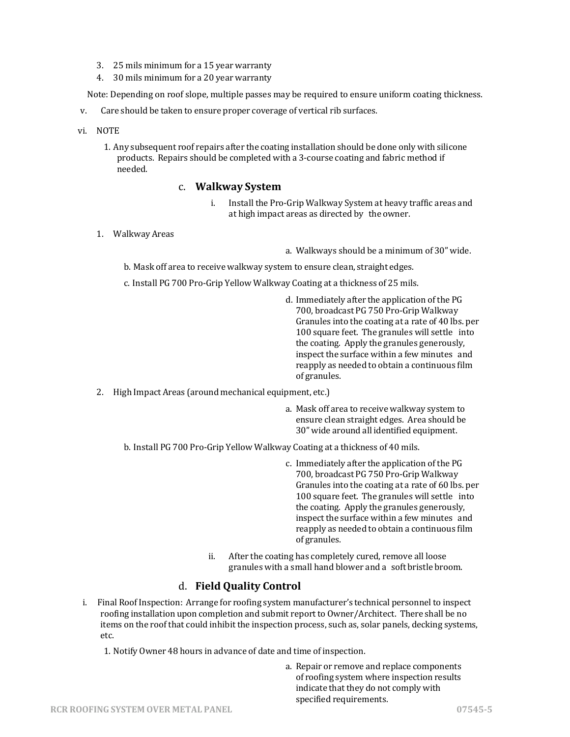3. 25 mils minimum for a 15 year warranty
4. 30 mils minimum for a 20 year warranty

Note: Depending on roof slope, multiple passes may be required to ensure uniform coating thickness.

v. Care should be taken to ensure proper coverage of vertical rib surfaces.

vi. NOTE

1. Any subsequent roof repairs after the coating installation should be done only with silicone products. Repairs should be completed with a 3-course coating and fabric method if needed.

### c. **Walkway System**

i. Install the Pro-Grip Walkway System at heavy traffic areas and at high impact areas as directed by the owner.

1. Walkway Areas

   a. Walkways should be a minimum of 30" wide.

   b. Mask off area to receive walkway system to ensure clean, straight edges.

   c. Install PG 700 Pro-Grip Yellow Walkway Coating at a thickness of 25 mils.

   d. Immediately after the application of the PG 700, broadcast PG 750 Pro-Grip Walkway Granules into the coating at a rate of 40 lbs. per 100 square feet. The granules will settle into the coating. Apply the granules generously, inspect the surface within a few minutes and reapply as needed to obtain a continuous film of granules.

2. High Impact Areas (around mechanical equipment, etc.)

   a. Mask off area to receive walkway system to ensure clean straight edges. Area should be 30" wide around all identified equipment.

   b. Install PG 700 Pro-Grip Yellow Walkway Coating at a thickness of 40 mils.

   c. Immediately after the application of the PG 700, broadcast PG 750 Pro-Grip Walkway Granules into the coating at a rate of 60 lbs. per 100 square feet. The granules will settle into the coating. Apply the granules generously, inspect the surface within a few minutes and reapply as needed to obtain a continuous film of granules.

ii. After the coating has completely cured, remove all loose granules with a small hand blower and a soft bristle broom.

### d. **Field Quality Control**

i. Final Roof Inspection: Arrange for roofing system manufacturer's technical personnel to inspect roofing installation upon completion and submit report to Owner/Architect. There shall be no items on the roof that could inhibit the inspection process, such as, solar panels, decking systems, etc.

1. Notify Owner 48 hours in advance of date and time of inspection.

   a. Repair or remove and replace components of roofing system where inspection results indicate that they do not comply with specified requirements.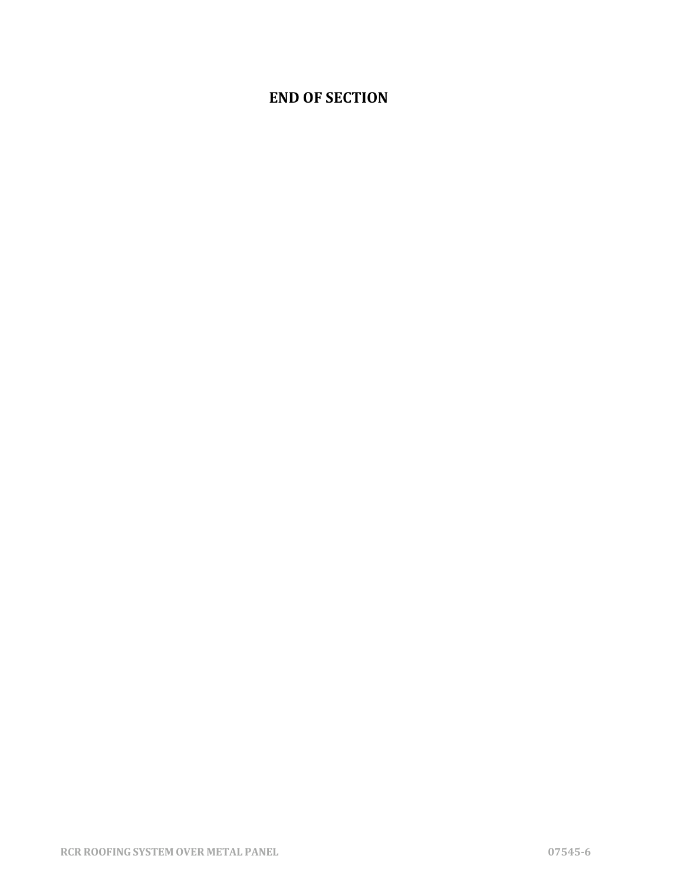**END OF SECTION**